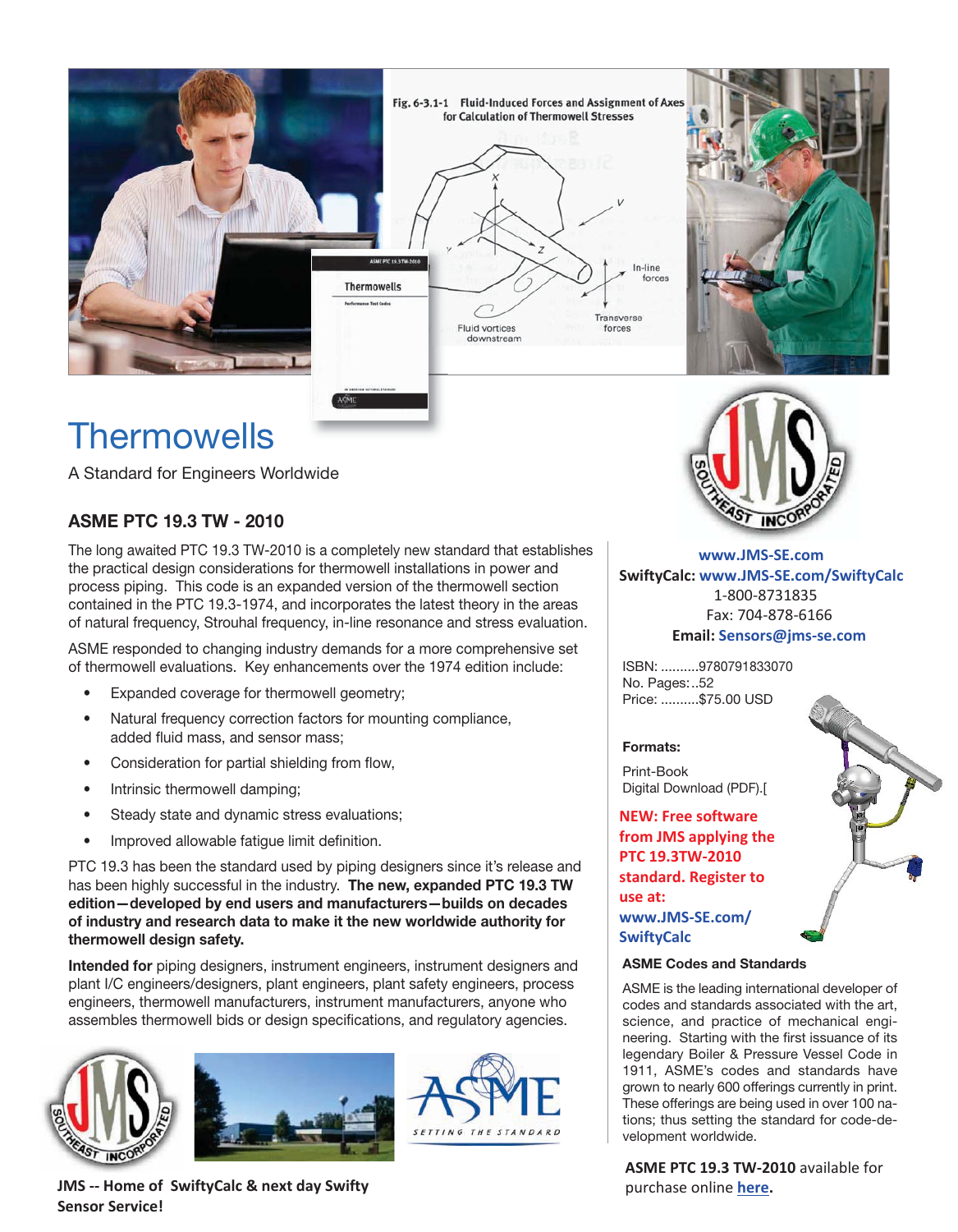# Thermowells

A Standard for Engineers Worldwide

## ASME PTC 19.3 TW - 2010

The long awaited PTC 19.3 TW-2010 is a completely new standard that establishes the practical design considerations for thermowell installations in power and process piping. This code is an expanded version of the thermowell section contained in the PTC 19.3-1974, and incorporates the latest theory in the areas of natural frequency, Strouhal frequency, in-line resonance and stress evaluation.

ASME responded to changing industry demands for a more comprehensive set of thermowell evaluations. Key enhancements over the 1974 edition include:

- Expanded coverage for thermowell geometry;
- Natural frequency correction factors for mounting compliance, added fluid mass, and sensor mass;
- Consideration for partial shielding from flow,
- Intrinsic thermowell damping;
- Steady state and dynamic stress evaluations;
- Improved allowable fatigue limit definition.

PTC 19.3 has been the standard used by piping designers since it's release and has been highly successful in the industry. **The new, expanded PTC 19.3 TW edition—developed by end users and manufacturers—builds on decades of industry and research data to make it the new worldwide authority for thermowell design safety.**

**Intended for** piping designers, instrument engineers, instrument designers and plant I/C engineers/designers, plant engineers, plant safety engineers, process engineers, thermowell manufacturers, instrument manufacturers, anyone who assembles thermowell bids or design specifications, and regulatory agencies.

**JMS -- Home of SwiftyCalc & next day Swifty Sensor Service!**

**www.JMS-SE.com**
**SwiftyCalc: www.JMS-SE.com/SwiftyCalc**
1-800-8731835
Fax: 704-878-6166
**Email: Sensors@jms-se.com**

ISBN: ..........9780791833070
No. Pages:..52
Price: ..........$75.00 USD

**Formats:**

Print-Book
Digital Download (PDF).[

**NEW: Free software from JMS applying the PTC 19.3TW-2010 standard. Register to use at: www.JMS-SE.com/SwiftyCalc**

### ASME Codes and Standards

ASME is the leading international developer of codes and standards associated with the art, science, and practice of mechanical engineering. Starting with the first issuance of its legendary Boiler & Pressure Vessel Code in 1911, ASME's codes and standards have grown to nearly 600 offerings currently in print. These offerings are being used in over 100 nations; thus setting the standard for code-development worldwide.

**ASME PTC 19.3 TW-2010** available for purchase online **here**.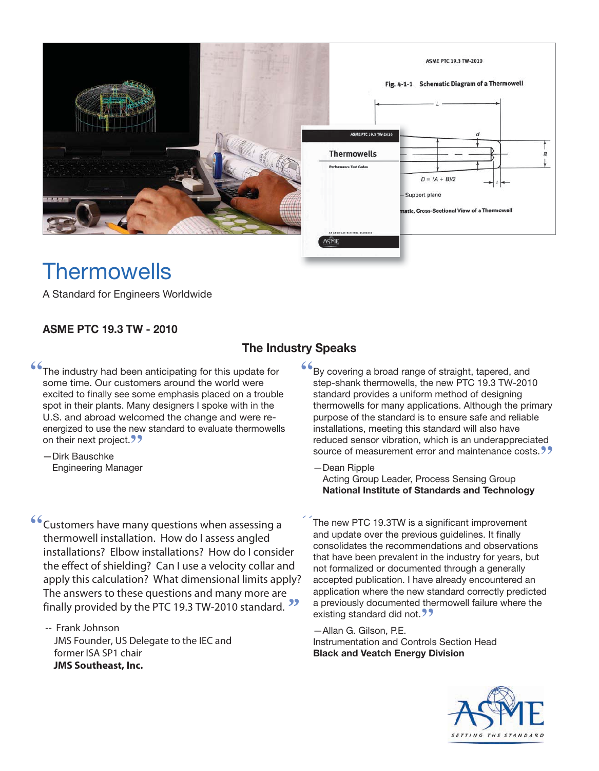# Thermowells

A Standard for Engineers Worldwide

**ASME PTC 19.3 TW - 2010**

## The Industry Speaks

"The industry had been anticipating for this update for some time. Our customers around the world were excited to finally see some emphasis placed on a trouble spot in their plants. Many designers I spoke with in the U.S. and abroad welcomed the change and were re-energized to use the new standard to evaluate thermowells on their next project."

—Dirk Bauschke
Engineering Manager

"By covering a broad range of straight, tapered, and step-shank thermowells, the new PTC 19.3 TW-2010 standard provides a uniform method of designing thermowells for many applications. Although the primary purpose of the standard is to ensure safe and reliable installations, meeting this standard will also have reduced sensor vibration, which is an underappreciated source of measurement error and maintenance costs."

—Dean Ripple
Acting Group Leader, Process Sensing Group
**National Institute of Standards and Technology**

"Customers have many questions when assessing a thermowell installation. How do I assess angled installations? Elbow installations? How do I consider the effect of shielding? Can I use a velocity collar and apply this calculation? What dimensional limits apply? The answers to these questions and many more are finally provided by the PTC 19.3 TW-2010 standard."

-- Frank Johnson
JMS Founder, US Delegate to the IEC and former ISA SP1 chair
**JMS Southeast, Inc.**

"The new PTC 19.3TW is a significant improvement and update over the previous guidelines. It finally consolidates the recommendations and observations that have been prevalent in the industry for years, but not formalized or documented through a generally accepted publication. I have already encountered an application where the new standard correctly predicted a previously documented thermowell failure where the existing standard did not."

—Allan G. Gilson, P.E.
Instrumentation and Controls Section Head
**Black and Veatch Energy Division**

ASME
SETTING THE STANDARD